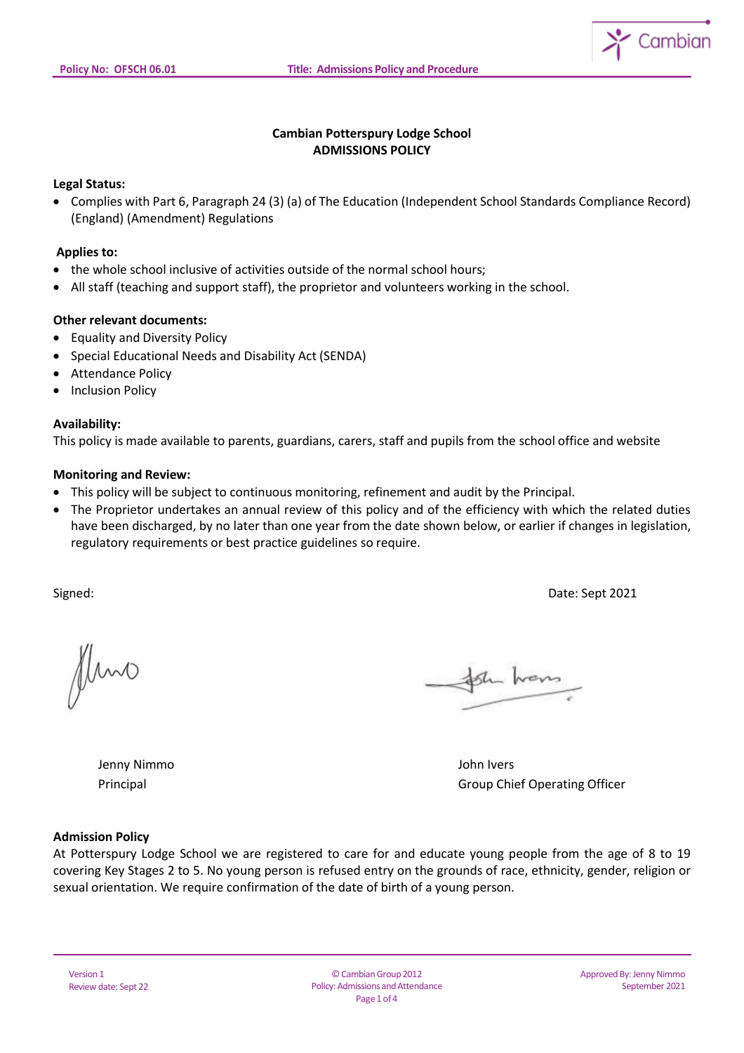# Cambian Potterspury Lodge School
## ADMISSIONS POLICY

**Legal Status:**

- Complies with Part 6, Paragraph 24 (3) (a) of The Education (Independent School Standards Compliance Record) (England) (Amendment) Regulations

**Applies to:**

- the whole school inclusive of activities outside of the normal school hours;
- All staff (teaching and support staff), the proprietor and volunteers working in the school.

**Other relevant documents:**

- Equality and Diversity Policy
- Special Educational Needs and Disability Act (SENDA)
- Attendance Policy
- Inclusion Policy

**Availability:**

This policy is made available to parents, guardians, carers, staff and pupils from the school office and website

**Monitoring and Review:**

- This policy will be subject to continuous monitoring, refinement and audit by the Principal.
- The Proprietor undertakes an annual review of this policy and of the efficiency with which the related duties have been discharged, by no later than one year from the date shown below, or earlier if changes in legislation, regulatory requirements or best practice guidelines so require.

Signed: Date: Sept 2021

Jenny Nimmo
Principal

John Ivers
Group Chief Operating Officer

**Admission Policy**

At Potterspury Lodge School we are registered to care for and educate young people from the age of 8 to 19 covering Key Stages 2 to 5. No young person is refused entry on the grounds of race, ethnicity, gender, religion or sexual orientation. We require confirmation of the date of birth of a young person.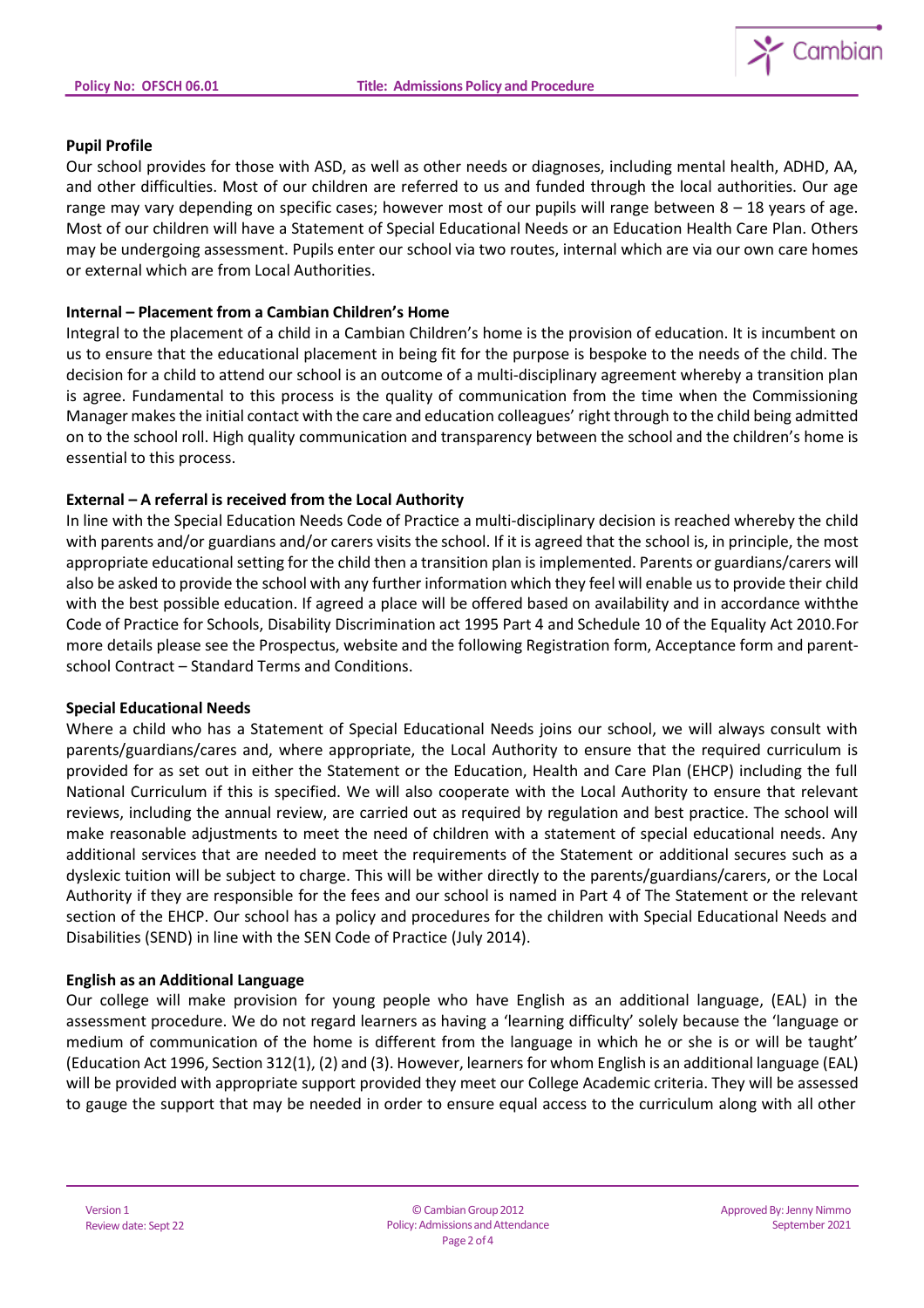**Pupil Profile**

Our school provides for those with ASD, as well as other needs or diagnoses, including mental health, ADHD, AA, and other difficulties. Most of our children are referred to us and funded through the local authorities. Our age range may vary depending on specific cases; however most of our pupils will range between 8 – 18 years of age. Most of our children will have a Statement of Special Educational Needs or an Education Health Care Plan. Others may be undergoing assessment. Pupils enter our school via two routes, internal which are via our own care homes or external which are from Local Authorities.

**Internal – Placement from a Cambian Children's Home**

Integral to the placement of a child in a Cambian Children's home is the provision of education. It is incumbent on us to ensure that the educational placement in being fit for the purpose is bespoke to the needs of the child. The decision for a child to attend our school is an outcome of a multi-disciplinary agreement whereby a transition plan is agree. Fundamental to this process is the quality of communication from the time when the Commissioning Manager makes the initial contact with the care and education colleagues' right through to the child being admitted on to the school roll. High quality communication and transparency between the school and the children's home is essential to this process.

**External – A referral is received from the Local Authority**

In line with the Special Education Needs Code of Practice a multi-disciplinary decision is reached whereby the child with parents and/or guardians and/or carers visits the school. If it is agreed that the school is, in principle, the most appropriate educational setting for the child then a transition plan is implemented. Parents or guardians/carers will also be asked to provide the school with any further information which they feel will enable us to provide their child with the best possible education. If agreed a place will be offered based on availability and in accordance withthe Code of Practice for Schools, Disability Discrimination act 1995 Part 4 and Schedule 10 of the Equality Act 2010.For more details please see the Prospectus, website and the following Registration form, Acceptance form and parent-school Contract – Standard Terms and Conditions.

**Special Educational Needs**

Where a child who has a Statement of Special Educational Needs joins our school, we will always consult with parents/guardians/cares and, where appropriate, the Local Authority to ensure that the required curriculum is provided for as set out in either the Statement or the Education, Health and Care Plan (EHCP) including the full National Curriculum if this is specified. We will also cooperate with the Local Authority to ensure that relevant reviews, including the annual review, are carried out as required by regulation and best practice. The school will make reasonable adjustments to meet the need of children with a statement of special educational needs. Any additional services that are needed to meet the requirements of the Statement or additional secures such as a dyslexic tuition will be subject to charge. This will be wither directly to the parents/guardians/carers, or the Local Authority if they are responsible for the fees and our school is named in Part 4 of The Statement or the relevant section of the EHCP. Our school has a policy and procedures for the children with Special Educational Needs and Disabilities (SEND) in line with the SEN Code of Practice (July 2014).

**English as an Additional Language**

Our college will make provision for young people who have English as an additional language, (EAL) in the assessment procedure. We do not regard learners as having a 'learning difficulty' solely because the 'language or medium of communication of the home is different from the language in which he or she is or will be taught' (Education Act 1996, Section 312(1), (2) and (3). However, learners for whom English is an additional language (EAL) will be provided with appropriate support provided they meet our College Academic criteria. They will be assessed to gauge the support that may be needed in order to ensure equal access to the curriculum along with all other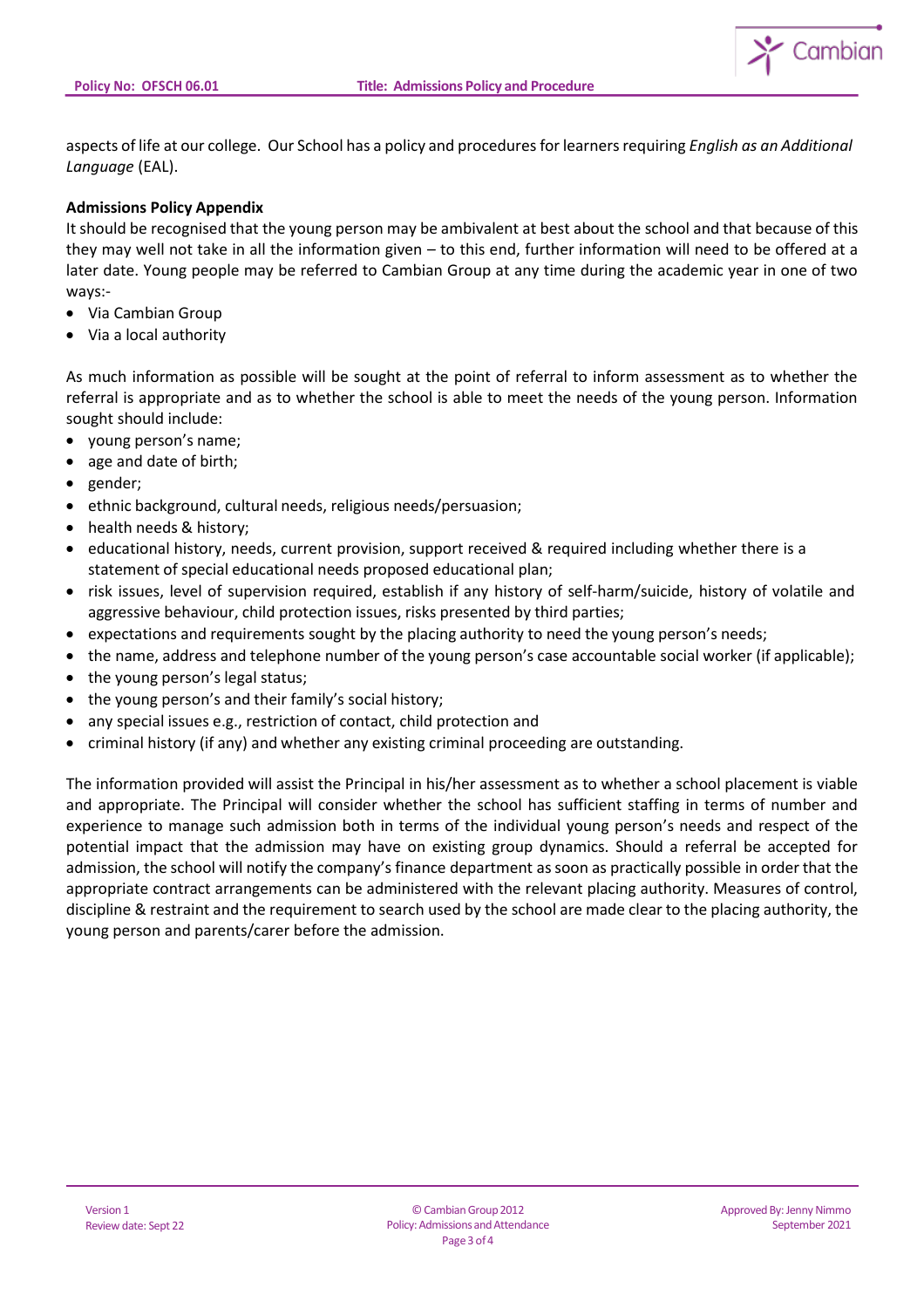aspects of life at our college. Our School has a policy and procedures for learners requiring *English as an Additional Language* (EAL).

**Admissions Policy Appendix**

It should be recognised that the young person may be ambivalent at best about the school and that because of this they may well not take in all the information given – to this end, further information will need to be offered at a later date. Young people may be referred to Cambian Group at any time during the academic year in one of two ways:-

- Via Cambian Group
- Via a local authority

As much information as possible will be sought at the point of referral to inform assessment as to whether the referral is appropriate and as to whether the school is able to meet the needs of the young person. Information sought should include:

- young person's name;
- age and date of birth;
- gender;
- ethnic background, cultural needs, religious needs/persuasion;
- health needs & history;
- educational history, needs, current provision, support received & required including whether there is a statement of special educational needs proposed educational plan;
- risk issues, level of supervision required, establish if any history of self-harm/suicide, history of volatile and aggressive behaviour, child protection issues, risks presented by third parties;
- expectations and requirements sought by the placing authority to need the young person's needs;
- the name, address and telephone number of the young person's case accountable social worker (if applicable);
- the young person's legal status;
- the young person's and their family's social history;
- any special issues e.g., restriction of contact, child protection and
- criminal history (if any) and whether any existing criminal proceeding are outstanding.

The information provided will assist the Principal in his/her assessment as to whether a school placement is viable and appropriate. The Principal will consider whether the school has sufficient staffing in terms of number and experience to manage such admission both in terms of the individual young person's needs and respect of the potential impact that the admission may have on existing group dynamics. Should a referral be accepted for admission, the school will notify the company's finance department as soon as practically possible in order that the appropriate contract arrangements can be administered with the relevant placing authority. Measures of control, discipline & restraint and the requirement to search used by the school are made clear to the placing authority, the young person and parents/carer before the admission.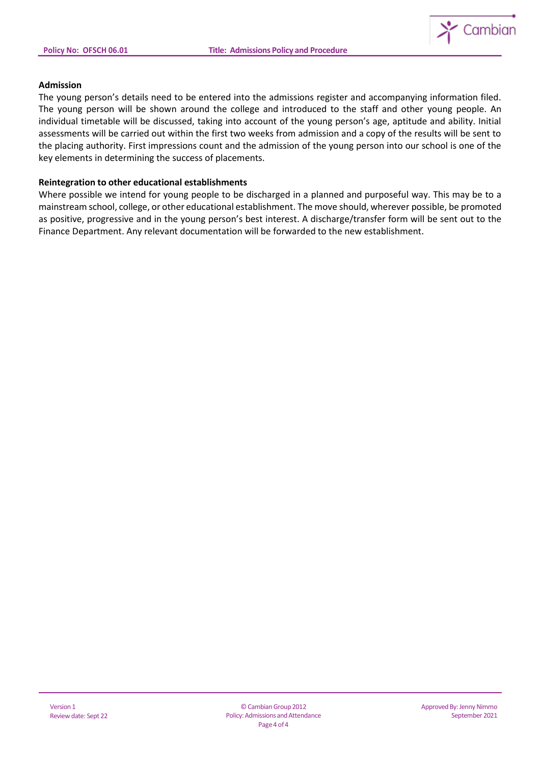**Admission**

The young person's details need to be entered into the admissions register and accompanying information filed. The young person will be shown around the college and introduced to the staff and other young people. An individual timetable will be discussed, taking into account of the young person's age, aptitude and ability. Initial assessments will be carried out within the first two weeks from admission and a copy of the results will be sent to the placing authority. First impressions count and the admission of the young person into our school is one of the key elements in determining the success of placements.

**Reintegration to other educational establishments**

Where possible we intend for young people to be discharged in a planned and purposeful way. This may be to a mainstream school, college, or other educational establishment. The move should, wherever possible, be promoted as positive, progressive and in the young person's best interest. A discharge/transfer form will be sent out to the Finance Department. Any relevant documentation will be forwarded to the new establishment.